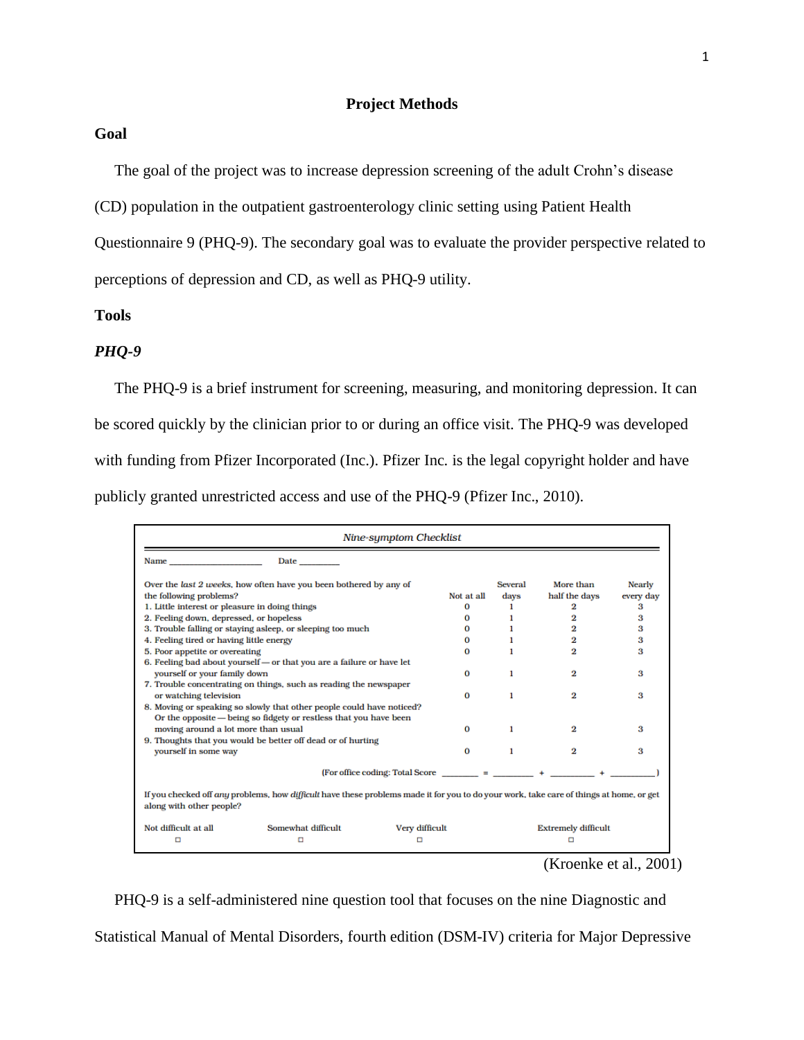# Project Methods

## Goal

The goal of the project was to increase depression screening of the adult Crohn's disease (CD) population in the outpatient gastroenterology clinic setting using Patient Health Questionnaire 9 (PHQ-9). The secondary goal was to evaluate the provider perspective related to perceptions of depression and CD, as well as PHQ-9 utility.

## Tools

### *PHQ-9*

The PHQ-9 is a brief instrument for screening, measuring, and monitoring depression. It can be scored quickly by the clinician prior to or during an office visit. The PHQ-9 was developed with funding from Pfizer Incorporated (Inc.). Pfizer Inc. is the legal copyright holder and have publicly granted unrestricted access and use of the PHQ-9 (Pfizer Inc., 2010).

*Nine-symptom Checklist*

Name ____________________ Date ________

| Over the *last 2 weeks*, how often have you been bothered by any of the following problems? | Not at all | Several days | More than half the days | Nearly every day |
|---|---|---|---|---|
| 1. Little interest or pleasure in doing things | 0 | 1 | 2 | 3 |
| 2. Feeling down, depressed, or hopeless | 0 | 1 | 2 | 3 |
| 3. Trouble falling or staying asleep, or sleeping too much | 0 | 1 | 2 | 3 |
| 4. Feeling tired or having little energy | 0 | 1 | 2 | 3 |
| 5. Poor appetite or overeating | 0 | 1 | 2 | 3 |
| 6. Feeling bad about yourself — or that you are a failure or have let yourself or your family down | 0 | 1 | 2 | 3 |
| 7. Trouble concentrating on things, such as reading the newspaper or watching television | 0 | 1 | 2 | 3 |
| 8. Moving or speaking so slowly that other people could have noticed? Or the opposite — being so fidgety or restless that you have been moving around a lot more than usual | 0 | 1 | 2 | 3 |
| 9. Thoughts that you would be better off dead or of hurting yourself in some way | 0 | 1 | 2 | 3 |

(For office coding: Total Score _______ = ________ + ________ + _________)

If you checked off *any* problems, how *difficult* have these problems made it for you to do your work, take care of things at home, or get along with other people?

| Not difficult at all | Somewhat difficult | Very difficult | Extremely difficult |
|---|---|---|---|
| □ | □ | □ | □ |

(Kroenke et al., 2001)

PHQ-9 is a self-administered nine question tool that focuses on the nine Diagnostic and Statistical Manual of Mental Disorders, fourth edition (DSM-IV) criteria for Major Depressive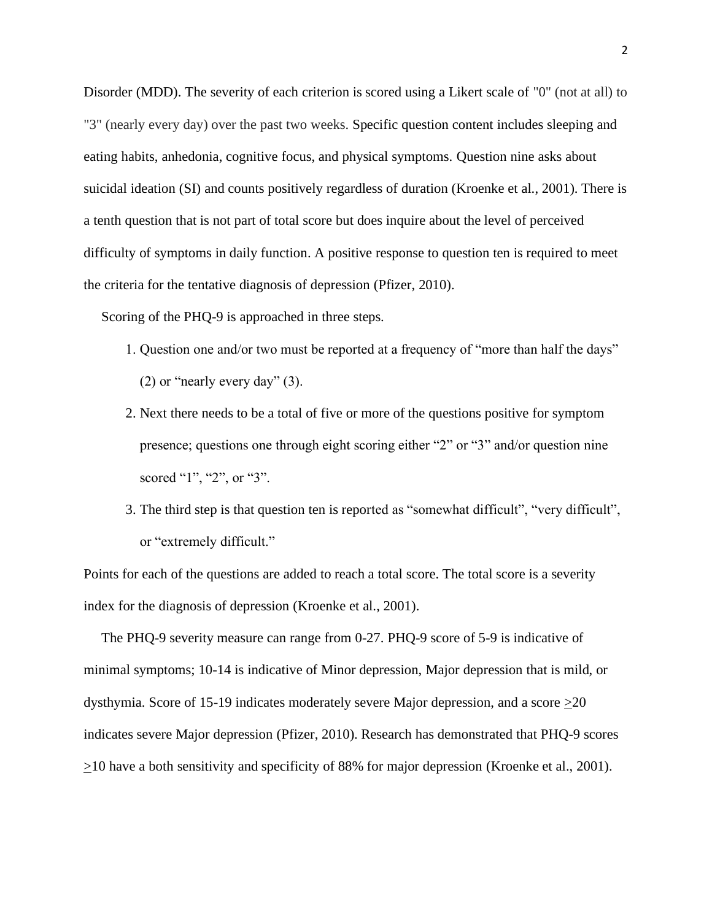Disorder (MDD). The severity of each criterion is scored using a Likert scale of "0" (not at all) to "3" (nearly every day) over the past two weeks. Specific question content includes sleeping and eating habits, anhedonia, cognitive focus, and physical symptoms. Question nine asks about suicidal ideation (SI) and counts positively regardless of duration (Kroenke et al., 2001). There is a tenth question that is not part of total score but does inquire about the level of perceived difficulty of symptoms in daily function. A positive response to question ten is required to meet the criteria for the tentative diagnosis of depression (Pfizer, 2010).

Scoring of the PHQ-9 is approached in three steps.

1. Question one and/or two must be reported at a frequency of “more than half the days” (2) or “nearly every day” (3).
2. Next there needs to be a total of five or more of the questions positive for symptom presence; questions one through eight scoring either “2” or “3” and/or question nine scored “1”, “2”, or “3”.
3. The third step is that question ten is reported as “somewhat difficult”, “very difficult”, or “extremely difficult.”

Points for each of the questions are added to reach a total score. The total score is a severity index for the diagnosis of depression (Kroenke et al., 2001).

The PHQ-9 severity measure can range from 0-27. PHQ-9 score of 5-9 is indicative of minimal symptoms; 10-14 is indicative of Minor depression, Major depression that is mild, or dysthymia. Score of 15-19 indicates moderately severe Major depression, and a score ≥20 indicates severe Major depression (Pfizer, 2010). Research has demonstrated that PHQ-9 scores ≥10 have a both sensitivity and specificity of 88% for major depression (Kroenke et al., 2001).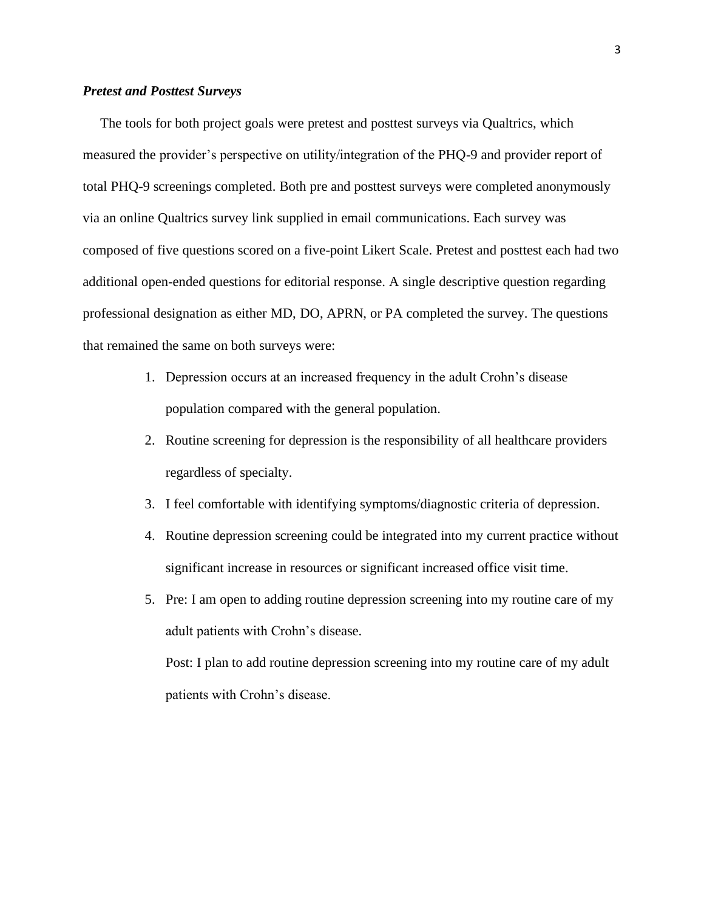### *Pretest and Posttest Surveys*

The tools for both project goals were pretest and posttest surveys via Qualtrics, which measured the provider's perspective on utility/integration of the PHQ-9 and provider report of total PHQ-9 screenings completed. Both pre and posttest surveys were completed anonymously via an online Qualtrics survey link supplied in email communications. Each survey was composed of five questions scored on a five-point Likert Scale. Pretest and posttest each had two additional open-ended questions for editorial response. A single descriptive question regarding professional designation as either MD, DO, APRN, or PA completed the survey. The questions that remained the same on both surveys were:

1. Depression occurs at an increased frequency in the adult Crohn's disease population compared with the general population.
2. Routine screening for depression is the responsibility of all healthcare providers regardless of specialty.
3. I feel comfortable with identifying symptoms/diagnostic criteria of depression.
4. Routine depression screening could be integrated into my current practice without significant increase in resources or significant increased office visit time.
5. Pre: I am open to adding routine depression screening into my routine care of my adult patients with Crohn's disease.

   Post: I plan to add routine depression screening into my routine care of my adult patients with Crohn's disease.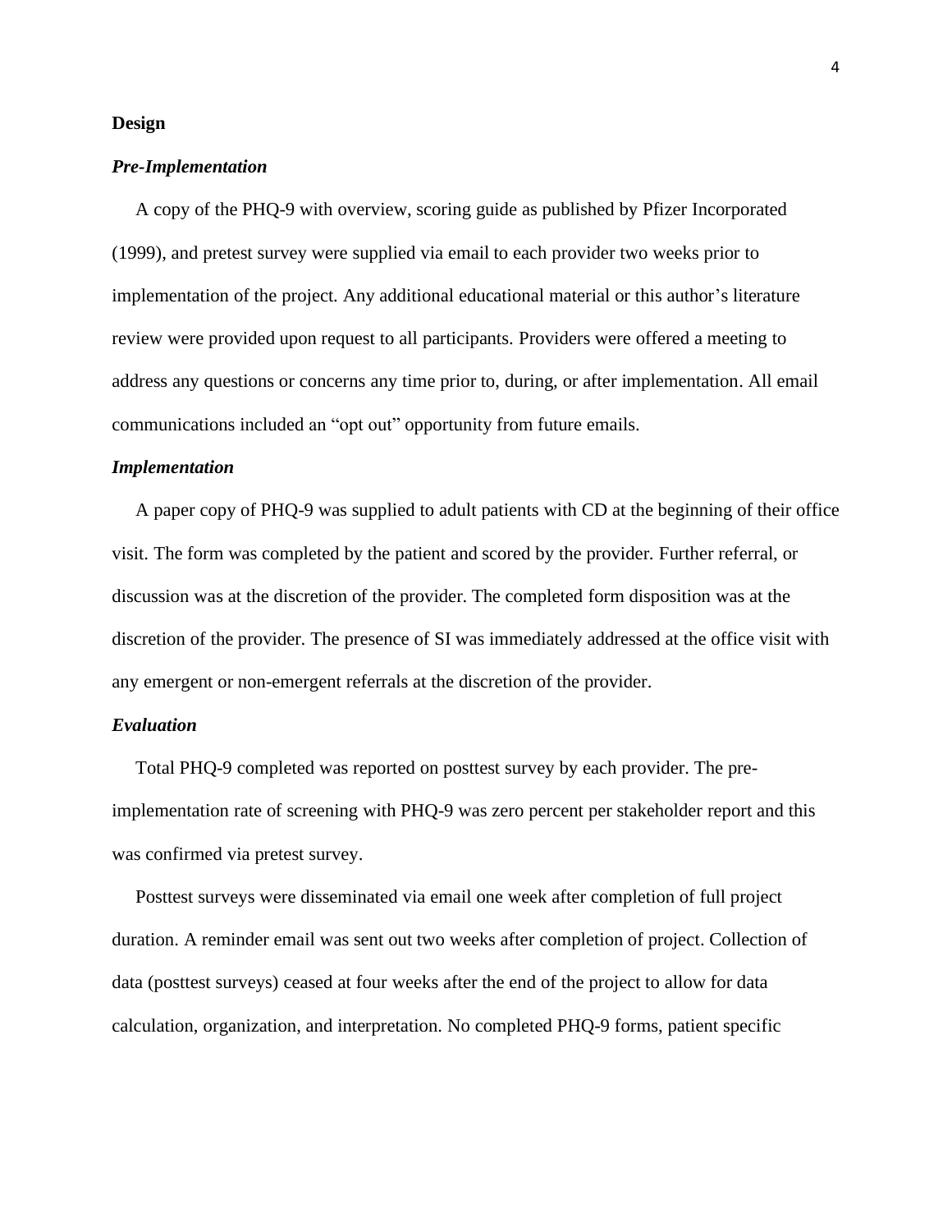## Design

### *Pre-Implementation*

A copy of the PHQ-9 with overview, scoring guide as published by Pfizer Incorporated (1999), and pretest survey were supplied via email to each provider two weeks prior to implementation of the project. Any additional educational material or this author's literature review were provided upon request to all participants. Providers were offered a meeting to address any questions or concerns any time prior to, during, or after implementation. All email communications included an "opt out" opportunity from future emails.

### *Implementation*

A paper copy of PHQ-9 was supplied to adult patients with CD at the beginning of their office visit. The form was completed by the patient and scored by the provider. Further referral, or discussion was at the discretion of the provider. The completed form disposition was at the discretion of the provider. The presence of SI was immediately addressed at the office visit with any emergent or non-emergent referrals at the discretion of the provider.

### *Evaluation*

Total PHQ-9 completed was reported on posttest survey by each provider. The pre-implementation rate of screening with PHQ-9 was zero percent per stakeholder report and this was confirmed via pretest survey.

Posttest surveys were disseminated via email one week after completion of full project duration. A reminder email was sent out two weeks after completion of project. Collection of data (posttest surveys) ceased at four weeks after the end of the project to allow for data calculation, organization, and interpretation. No completed PHQ-9 forms, patient specific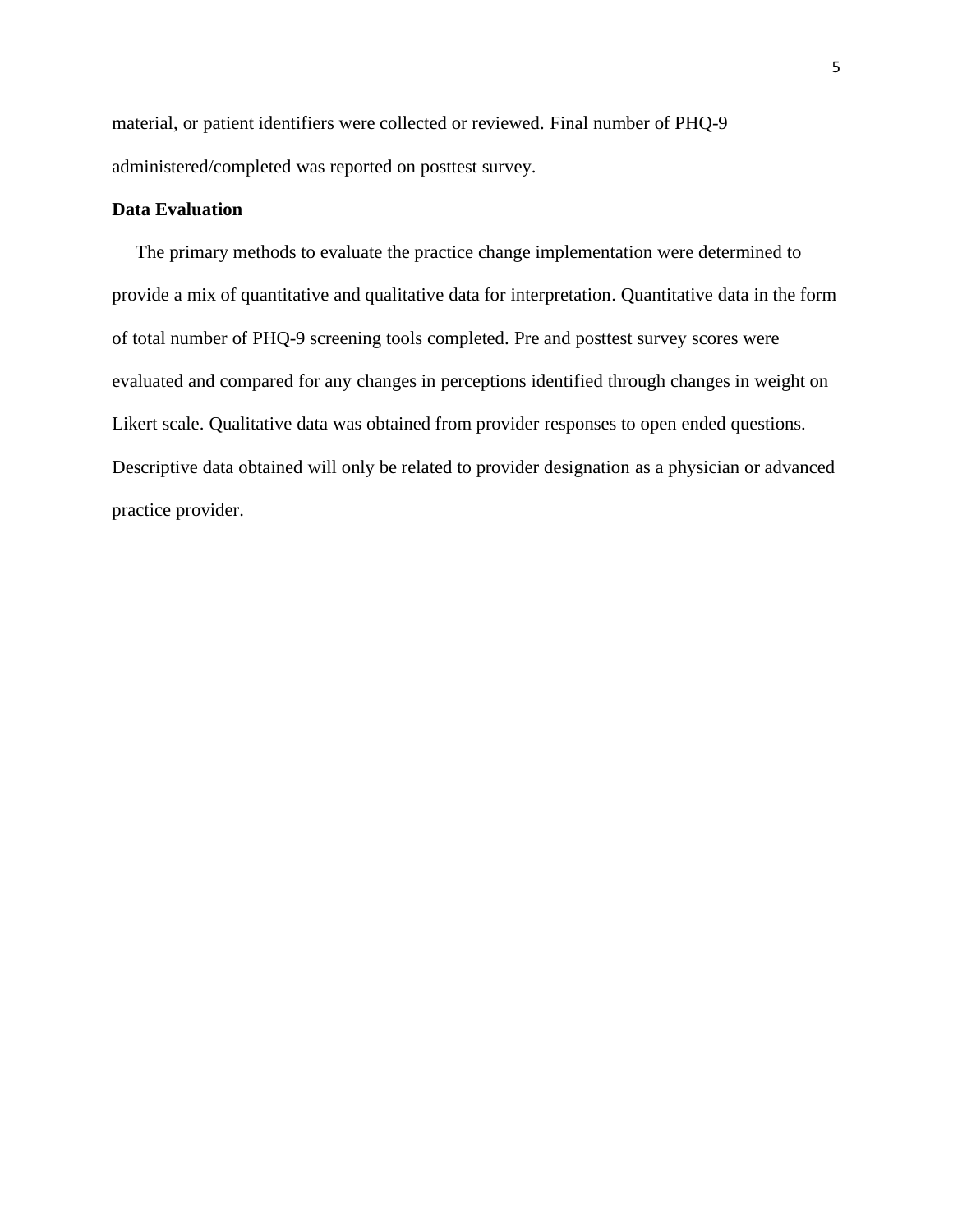material, or patient identifiers were collected or reviewed. Final number of PHQ-9 administered/completed was reported on posttest survey.

**Data Evaluation**

The primary methods to evaluate the practice change implementation were determined to provide a mix of quantitative and qualitative data for interpretation. Quantitative data in the form of total number of PHQ-9 screening tools completed. Pre and posttest survey scores were evaluated and compared for any changes in perceptions identified through changes in weight on Likert scale. Qualitative data was obtained from provider responses to open ended questions. Descriptive data obtained will only be related to provider designation as a physician or advanced practice provider.